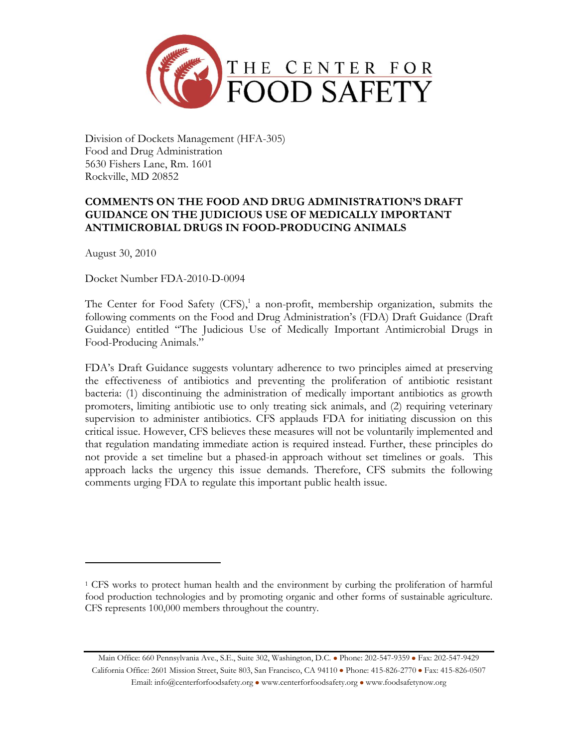THE CENTER FOR FOOD SAFETY

Division of Dockets Management (HFA-305)
Food and Drug Administration
5630 Fishers Lane, Rm. 1601
Rockville, MD 20852

**COMMENTS ON THE FOOD AND DRUG ADMINISTRATION'S DRAFT GUIDANCE ON THE JUDICIOUS USE OF MEDICALLY IMPORTANT ANTIMICROBIAL DRUGS IN FOOD-PRODUCING ANIMALS**

August 30, 2010

Docket Number FDA-2010-D-0094

The Center for Food Safety (CFS),[1] a non-profit, membership organization, submits the following comments on the Food and Drug Administration's (FDA) Draft Guidance (Draft Guidance) entitled "The Judicious Use of Medically Important Antimicrobial Drugs in Food-Producing Animals."

FDA's Draft Guidance suggests voluntary adherence to two principles aimed at preserving the effectiveness of antibiotics and preventing the proliferation of antibiotic resistant bacteria: (1) discontinuing the administration of medically important antibiotics as growth promoters, limiting antibiotic use to only treating sick animals, and (2) requiring veterinary supervision to administer antibiotics. CFS applauds FDA for initiating discussion on this critical issue. However, CFS believes these measures will not be voluntarily implemented and that regulation mandating immediate action is required instead. Further, these principles do not provide a set timeline but a phased-in approach without set timelines or goals. This approach lacks the urgency this issue demands. Therefore, CFS submits the following comments urging FDA to regulate this important public health issue.

---

[1] CFS works to protect human health and the environment by curbing the proliferation of harmful food production technologies and by promoting organic and other forms of sustainable agriculture. CFS represents 100,000 members throughout the country.

Main Office: 660 Pennsylvania Ave., S.E., Suite 302, Washington, D.C. • Phone: 202-547-9359 • Fax: 202-547-9429
California Office: 2601 Mission Street, Suite 803, San Francisco, CA 94110 • Phone: 415-826-2770 • Fax: 415-826-0507
Email: info@centerforfoodsafety.org • www.centerforfoodsafety.org • www.foodsafetynow.org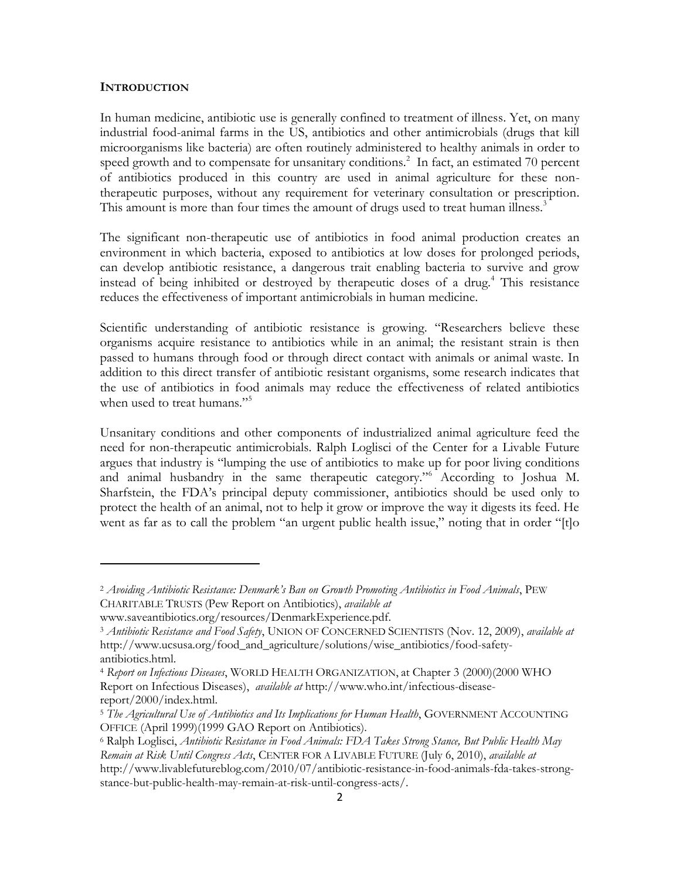## INTRODUCTION

In human medicine, antibiotic use is generally confined to treatment of illness. Yet, on many industrial food-animal farms in the US, antibiotics and other antimicrobials (drugs that kill microorganisms like bacteria) are often routinely administered to healthy animals in order to speed growth and to compensate for unsanitary conditions.[2] In fact, an estimated 70 percent of antibiotics produced in this country are used in animal agriculture for these non-therapeutic purposes, without any requirement for veterinary consultation or prescription. This amount is more than four times the amount of drugs used to treat human illness.[3]

The significant non-therapeutic use of antibiotics in food animal production creates an environment in which bacteria, exposed to antibiotics at low doses for prolonged periods, can develop antibiotic resistance, a dangerous trait enabling bacteria to survive and grow instead of being inhibited or destroyed by therapeutic doses of a drug.[4] This resistance reduces the effectiveness of important antimicrobials in human medicine.

Scientific understanding of antibiotic resistance is growing. "Researchers believe these organisms acquire resistance to antibiotics while in an animal; the resistant strain is then passed to humans through food or through direct contact with animals or animal waste. In addition to this direct transfer of antibiotic resistant organisms, some research indicates that the use of antibiotics in food animals may reduce the effectiveness of related antibiotics when used to treat humans."[5]

Unsanitary conditions and other components of industrialized animal agriculture feed the need for non-therapeutic antimicrobials. Ralph Loglisci of the Center for a Livable Future argues that industry is "lumping the use of antibiotics to make up for poor living conditions and animal husbandry in the same therapeutic category."[6] According to Joshua M. Sharfstein, the FDA's principal deputy commissioner, antibiotics should be used only to protect the health of an animal, not to help it grow or improve the way it digests its feed. He went as far as to call the problem "an urgent public health issue," noting that in order "[t]o

---

[2] *Avoiding Antibiotic Resistance: Denmark's Ban on Growth Promoting Antibiotics in Food Animals*, PEW CHARITABLE TRUSTS (Pew Report on Antibiotics), *available at* www.saveantibiotics.org/resources/DenmarkExperience.pdf.

[3] *Antibiotic Resistance and Food Safety*, UNION OF CONCERNED SCIENTISTS (Nov. 12, 2009), *available at* http://www.ucsusa.org/food_and_agriculture/solutions/wise_antibiotics/food-safety-antibiotics.html.

[4] *Report on Infectious Diseases*, WORLD HEALTH ORGANIZATION, at Chapter 3 (2000)(2000 WHO Report on Infectious Diseases), *available at* http://www.who.int/infectious-disease-report/2000/index.html.

[5] *The Agricultural Use of Antibiotics and Its Implications for Human Health*, GOVERNMENT ACCOUNTING OFFICE (April 1999)(1999 GAO Report on Antibiotics).

[6] Ralph Loglisci, *Antibiotic Resistance in Food Animals: FDA Takes Strong Stance, But Public Health May Remain at Risk Until Congress Acts*, CENTER FOR A LIVABLE FUTURE (July 6, 2010), *available at* http://www.livablefutureblog.com/2010/07/antibiotic-resistance-in-food-animals-fda-takes-strong-stance-but-public-health-may-remain-at-risk-until-congress-acts/.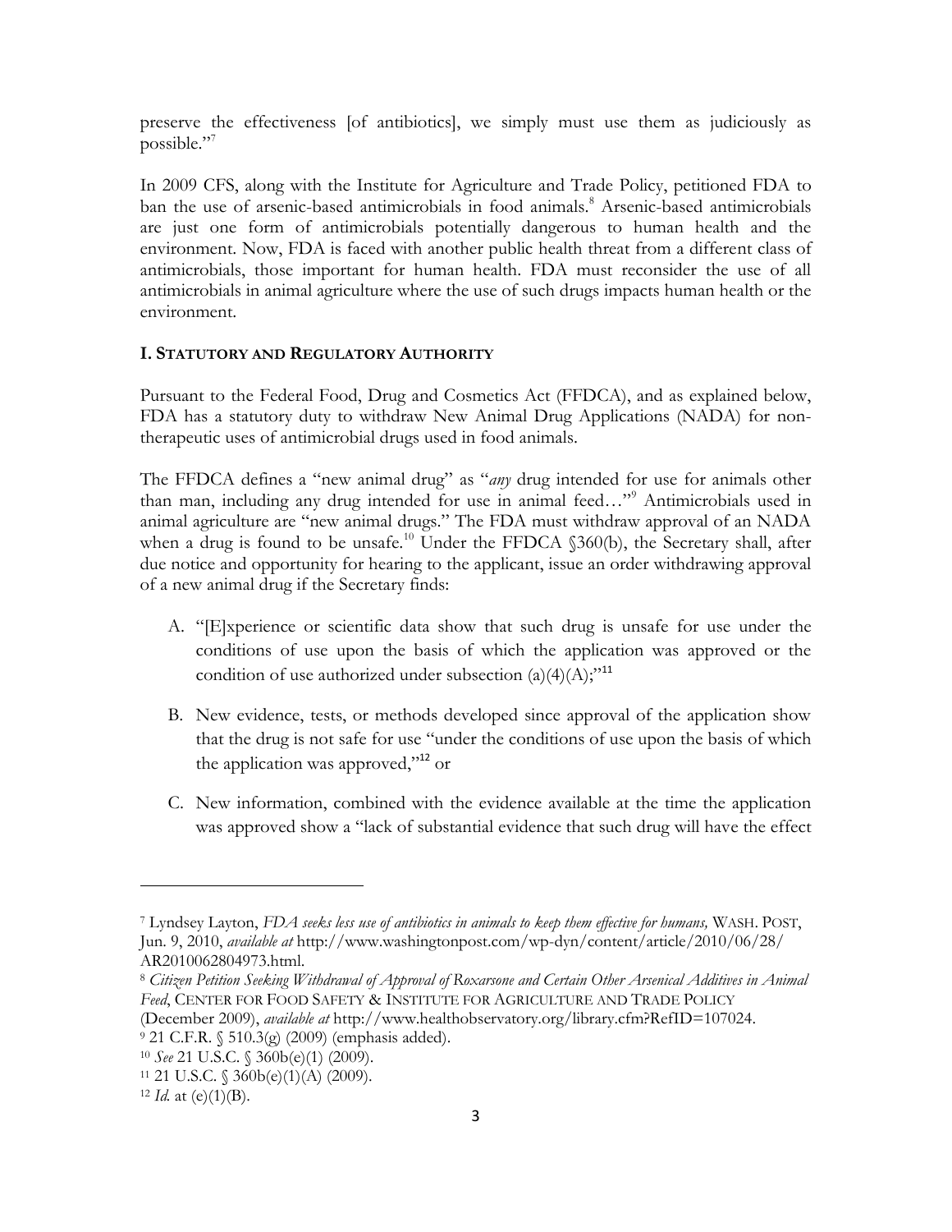preserve the effectiveness [of antibiotics], we simply must use them as judiciously as possible."[7]

In 2009 CFS, along with the Institute for Agriculture and Trade Policy, petitioned FDA to ban the use of arsenic-based antimicrobials in food animals.[8] Arsenic-based antimicrobials are just one form of antimicrobials potentially dangerous to human health and the environment. Now, FDA is faced with another public health threat from a different class of antimicrobials, those important for human health. FDA must reconsider the use of all antimicrobials in animal agriculture where the use of such drugs impacts human health or the environment.

## I. Statutory and Regulatory Authority

Pursuant to the Federal Food, Drug and Cosmetics Act (FFDCA), and as explained below, FDA has a statutory duty to withdraw New Animal Drug Applications (NADA) for non-therapeutic uses of antimicrobial drugs used in food animals.

The FFDCA defines a "new animal drug" as "*any* drug intended for use for animals other than man, including any drug intended for use in animal feed…"[9] Antimicrobials used in animal agriculture are "new animal drugs." The FDA must withdraw approval of an NADA when a drug is found to be unsafe.[10] Under the FFDCA §360(b), the Secretary shall, after due notice and opportunity for hearing to the applicant, issue an order withdrawing approval of a new animal drug if the Secretary finds:

A. "[E]xperience or scientific data show that such drug is unsafe for use under the conditions of use upon the basis of which the application was approved or the condition of use authorized under subsection (a)(4)(A);"[11]

B. New evidence, tests, or methods developed since approval of the application show that the drug is not safe for use "under the conditions of use upon the basis of which the application was approved,"[12] or

C. New information, combined with the evidence available at the time the application was approved show a "lack of substantial evidence that such drug will have the effect

---

[7] Lyndsey Layton, *FDA seeks less use of antibiotics in animals to keep them effective for humans,* WASH. POST, Jun. 9, 2010, *available at* http://www.washingtonpost.com/wp-dyn/content/article/2010/06/28/AR2010062804973.html.

[8] *Citizen Petition Seeking Withdrawal of Approval of Roxarsone and Certain Other Arsenical Additives in Animal Feed*, CENTER FOR FOOD SAFETY & INSTITUTE FOR AGRICULTURE AND TRADE POLICY (December 2009), *available at* http://www.healthobservatory.org/library.cfm?RefID=107024.

[9] 21 C.F.R. § 510.3(g) (2009) (emphasis added).

[10] *See* 21 U.S.C. § 360b(e)(1) (2009).

[11] 21 U.S.C. § 360b(e)(1)(A) (2009).

[12] *Id.* at (e)(1)(B).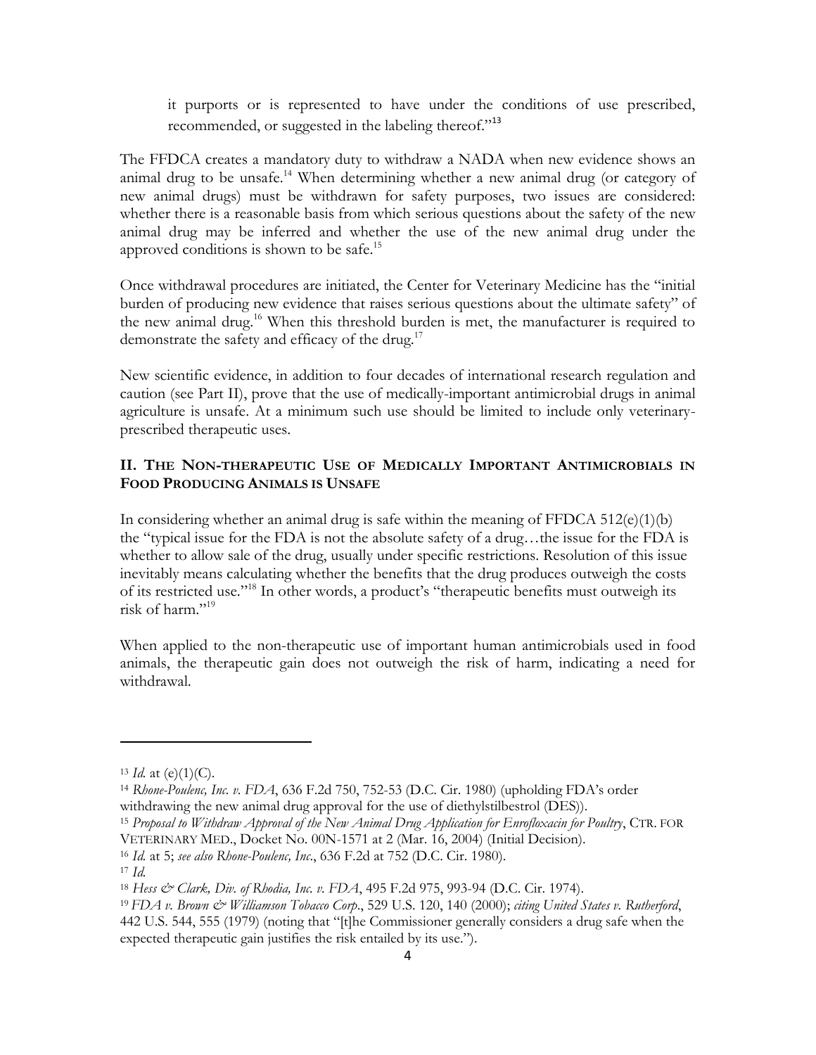> it purports or is represented to have under the conditions of use prescribed, recommended, or suggested in the labeling thereof."[13]

The FFDCA creates a mandatory duty to withdraw a NADA when new evidence shows an animal drug to be unsafe.[14] When determining whether a new animal drug (or category of new animal drugs) must be withdrawn for safety purposes, two issues are considered: whether there is a reasonable basis from which serious questions about the safety of the new animal drug may be inferred and whether the use of the new animal drug under the approved conditions is shown to be safe.[15]

Once withdrawal procedures are initiated, the Center for Veterinary Medicine has the "initial burden of producing new evidence that raises serious questions about the ultimate safety" of the new animal drug.[16] When this threshold burden is met, the manufacturer is required to demonstrate the safety and efficacy of the drug.[17]

New scientific evidence, in addition to four decades of international research regulation and caution (see Part II), prove that the use of medically-important antimicrobial drugs in animal agriculture is unsafe. At a minimum such use should be limited to include only veterinary-prescribed therapeutic uses.

## II. The Non-therapeutic Use of Medically Important Antimicrobials in Food Producing Animals is Unsafe

In considering whether an animal drug is safe within the meaning of FFDCA 512(e)(1)(b) the "typical issue for the FDA is not the absolute safety of a drug…the issue for the FDA is whether to allow sale of the drug, usually under specific restrictions. Resolution of this issue inevitably means calculating whether the benefits that the drug produces outweigh the costs of its restricted use."[18] In other words, a product's "therapeutic benefits must outweigh its risk of harm."[19]

When applied to the non-therapeutic use of important human antimicrobials used in food animals, the therapeutic gain does not outweigh the risk of harm, indicating a need for withdrawal.

---

[13] *Id.* at (e)(1)(C).

[14] *Rhone-Poulenc, Inc. v. FDA*, 636 F.2d 750, 752-53 (D.C. Cir. 1980) (upholding FDA's order withdrawing the new animal drug approval for the use of diethylstilbestrol (DES)).

[15] *Proposal to Withdraw Approval of the New Animal Drug Application for Enrofloxacin for Poultry*, Ctr. for Veterinary Med., Docket No. 00N-1571 at 2 (Mar. 16, 2004) (Initial Decision).

[16] *Id.* at 5; *see also Rhone-Poulenc, Inc.*, 636 F.2d at 752 (D.C. Cir. 1980).

[17] *Id.*

[18] *Hess & Clark, Div. of Rhodia, Inc. v. FDA*, 495 F.2d 975, 993-94 (D.C. Cir. 1974).

[19] *FDA v. Brown & Williamson Tobacco Corp.*, 529 U.S. 120, 140 (2000); *citing United States v. Rutherford*, 442 U.S. 544, 555 (1979) (noting that "[t]he Commissioner generally considers a drug safe when the expected therapeutic gain justifies the risk entailed by its use.").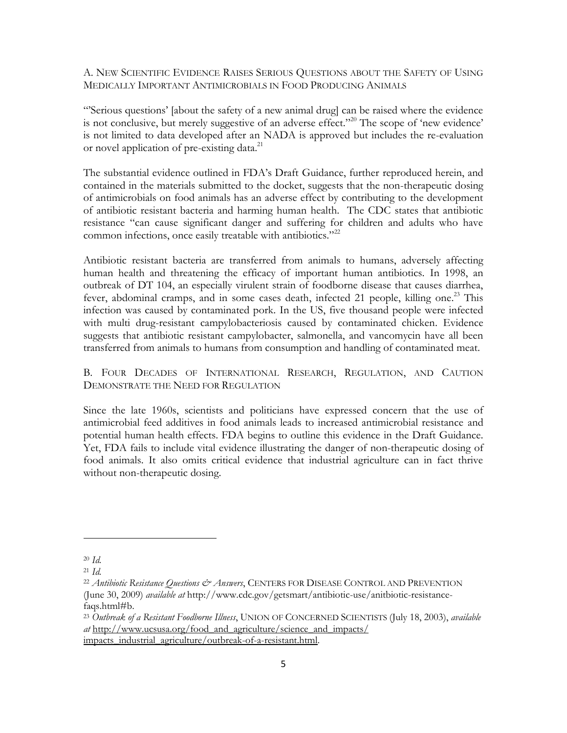### A. New Scientific Evidence Raises Serious Questions about the Safety of Using Medically Important Antimicrobials in Food Producing Animals

"'Serious questions' [about the safety of a new animal drug] can be raised where the evidence is not conclusive, but merely suggestive of an adverse effect."[20] The scope of 'new evidence' is not limited to data developed after an NADA is approved but includes the re-evaluation or novel application of pre-existing data.[21]

The substantial evidence outlined in FDA's Draft Guidance, further reproduced herein, and contained in the materials submitted to the docket, suggests that the non-therapeutic dosing of antimicrobials on food animals has an adverse effect by contributing to the development of antibiotic resistant bacteria and harming human health. The CDC states that antibiotic resistance "can cause significant danger and suffering for children and adults who have common infections, once easily treatable with antibiotics."[22]

Antibiotic resistant bacteria are transferred from animals to humans, adversely affecting human health and threatening the efficacy of important human antibiotics. In 1998, an outbreak of DT 104, an especially virulent strain of foodborne disease that causes diarrhea, fever, abdominal cramps, and in some cases death, infected 21 people, killing one.[23] This infection was caused by contaminated pork. In the US, five thousand people were infected with multi drug-resistant campylobacteriosis caused by contaminated chicken. Evidence suggests that antibiotic resistant campylobacter, salmonella, and vancomycin have all been transferred from animals to humans from consumption and handling of contaminated meat.

### B. Four Decades of International Research, Regulation, and Caution Demonstrate the Need for Regulation

Since the late 1960s, scientists and politicians have expressed concern that the use of antimicrobial feed additives in food animals leads to increased antimicrobial resistance and potential human health effects. FDA begins to outline this evidence in the Draft Guidance. Yet, FDA fails to include vital evidence illustrating the danger of non-therapeutic dosing of food animals. It also omits critical evidence that industrial agriculture can in fact thrive without non-therapeutic dosing.

---

[20] *Id.*

[21] *Id.*

[22] *Antibiotic Resistance Questions & Answers*, CENTERS FOR DISEASE CONTROL AND PREVENTION (June 30, 2009) *available at* http://www.cdc.gov/getsmart/antibiotic-use/anitbiotic-resistance-faqs.html#b.

[23] *Outbreak of a Resistant Foodborne Illness*, UNION OF CONCERNED SCIENTISTS (July 18, 2003), *available at* http://www.ucsusa.org/food_and_agriculture/science_and_impacts/impacts_industrial_agriculture/outbreak-of-a-resistant.html.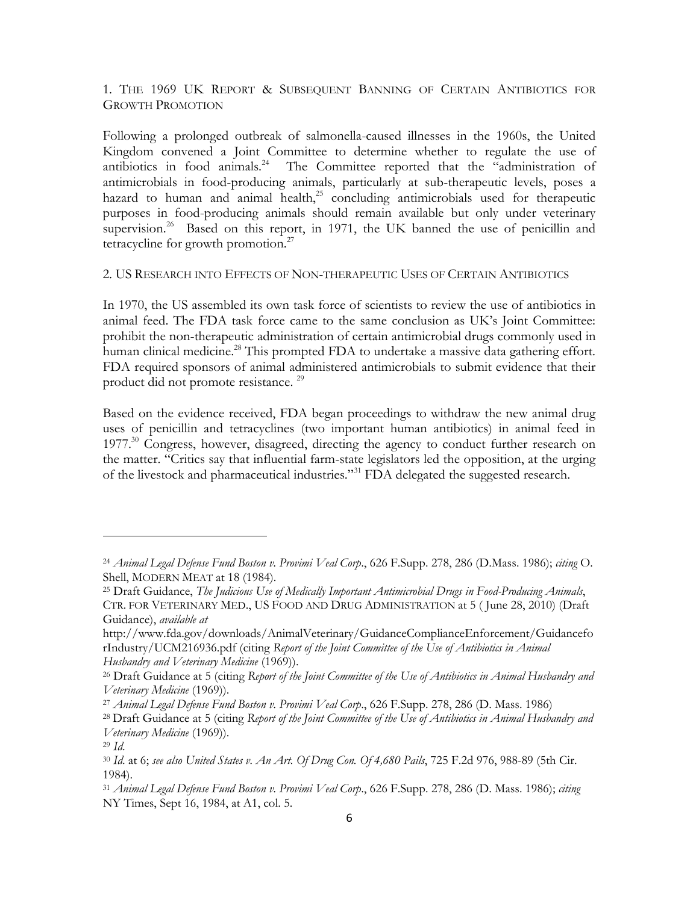### 1. The 1969 UK Report & Subsequent Banning of Certain Antibiotics for Growth Promotion

Following a prolonged outbreak of salmonella-caused illnesses in the 1960s, the United Kingdom convened a Joint Committee to determine whether to regulate the use of antibiotics in food animals.[24] The Committee reported that the "administration of antimicrobials in food-producing animals, particularly at sub-therapeutic levels, poses a hazard to human and animal health,[25] concluding antimicrobials used for therapeutic purposes in food-producing animals should remain available but only under veterinary supervision.[26] Based on this report, in 1971, the UK banned the use of penicillin and tetracycline for growth promotion.[27]

### 2. US Research into Effects of Non-therapeutic Uses of Certain Antibiotics

In 1970, the US assembled its own task force of scientists to review the use of antibiotics in animal feed. The FDA task force came to the same conclusion as UK's Joint Committee: prohibit the non-therapeutic administration of certain antimicrobial drugs commonly used in human clinical medicine.[28] This prompted FDA to undertake a massive data gathering effort. FDA required sponsors of animal administered antimicrobials to submit evidence that their product did not promote resistance.[29]

Based on the evidence received, FDA began proceedings to withdraw the new animal drug uses of penicillin and tetracyclines (two important human antibiotics) in animal feed in 1977.[30] Congress, however, disagreed, directing the agency to conduct further research on the matter. "Critics say that influential farm-state legislators led the opposition, at the urging of the livestock and pharmaceutical industries."[31] FDA delegated the suggested research.

---

[24] *Animal Legal Defense Fund Boston v. Provimi Veal Corp*., 626 F.Supp. 278, 286 (D.Mass. 1986); *citing* O. Shell, MODERN MEAT at 18 (1984).

[25] Draft Guidance, *The Judicious Use of Medically Important Antimicrobial Drugs in Food-Producing Animals*, CTR. FOR VETERINARY MED., US FOOD AND DRUG ADMINISTRATION at 5 ( June 28, 2010) (Draft Guidance), *available at* http://www.fda.gov/downloads/AnimalVeterinary/GuidanceComplianceEnforcement/GuidanceforIndustry/UCM216936.pdf (citing *Report of the Joint Committee of the Use of Antibiotics in Animal Husbandry and Veterinary Medicine* (1969)).

[26] Draft Guidance at 5 (citing *Report of the Joint Committee of the Use of Antibiotics in Animal Husbandry and Veterinary Medicine* (1969)).

[27] *Animal Legal Defense Fund Boston v. Provimi Veal Corp*., 626 F.Supp. 278, 286 (D. Mass. 1986)

[28] Draft Guidance at 5 (citing *Report of the Joint Committee of the Use of Antibiotics in Animal Husbandry and Veterinary Medicine* (1969)).

[29] *Id.*

[30] *Id.* at 6; *see also United States v. An Art. Of Drug Con. Of 4,680 Pails*, 725 F.2d 976, 988-89 (5th Cir. 1984).

[31] *Animal Legal Defense Fund Boston v. Provimi Veal Corp*., 626 F.Supp. 278, 286 (D. Mass. 1986); *citing* NY Times, Sept 16, 1984, at A1, col. 5.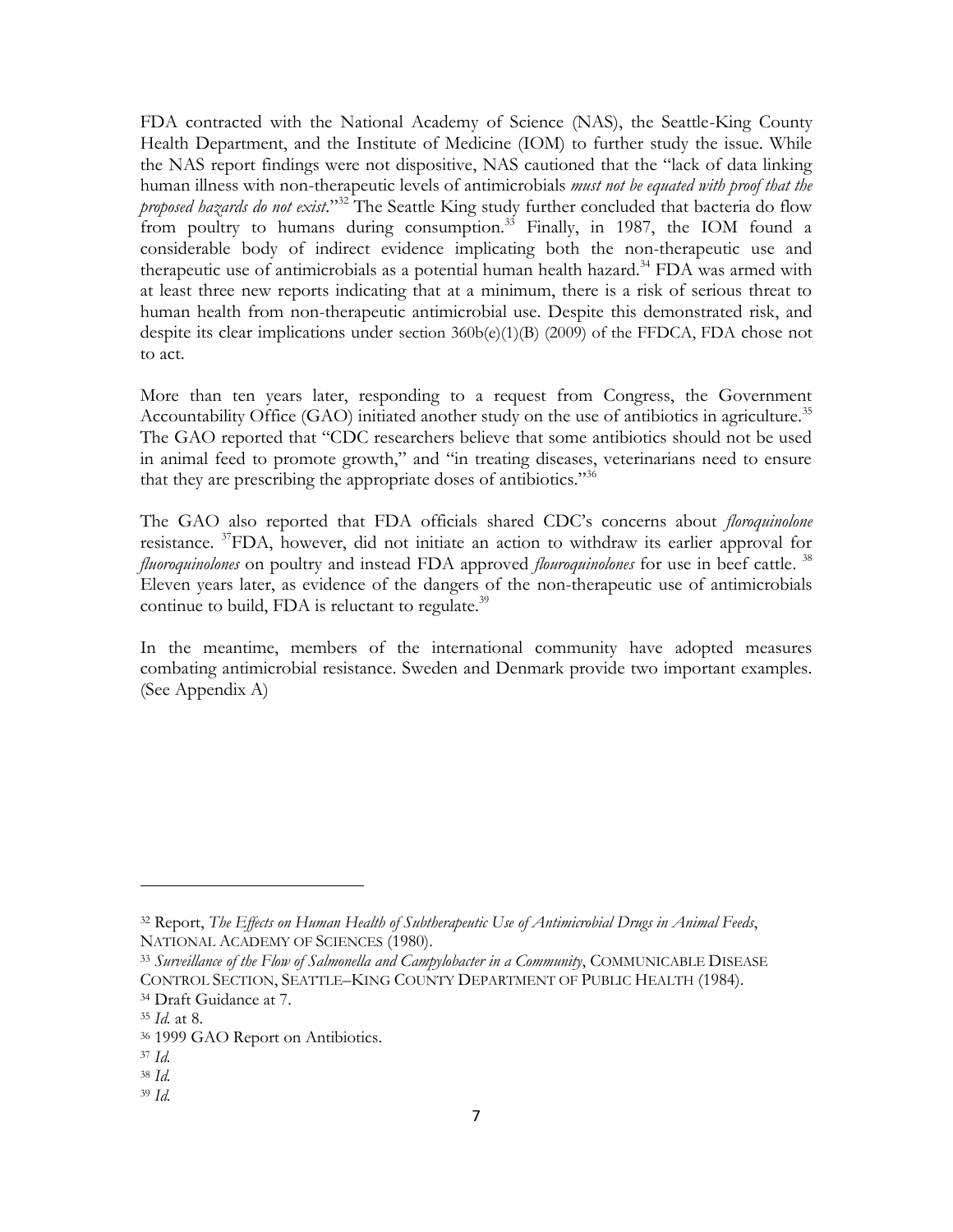FDA contracted with the National Academy of Science (NAS), the Seattle-King County Health Department, and the Institute of Medicine (IOM) to further study the issue. While the NAS report findings were not dispositive, NAS cautioned that the "lack of data linking human illness with non-therapeutic levels of antimicrobials *must not be equated with proof that the proposed hazards do not exist*."[32] The Seattle King study further concluded that bacteria do flow from poultry to humans during consumption.[33] Finally, in 1987, the IOM found a considerable body of indirect evidence implicating both the non-therapeutic use and therapeutic use of antimicrobials as a potential human health hazard.[34] FDA was armed with at least three new reports indicating that at a minimum, there is a risk of serious threat to human health from non-therapeutic antimicrobial use. Despite this demonstrated risk, and despite its clear implications under section 360b(e)(1)(B) (2009) of the FFDCA, FDA chose not to act.

More than ten years later, responding to a request from Congress, the Government Accountability Office (GAO) initiated another study on the use of antibiotics in agriculture.[35] The GAO reported that "CDC researchers believe that some antibiotics should not be used in animal feed to promote growth," and "in treating diseases, veterinarians need to ensure that they are prescribing the appropriate doses of antibiotics."[36]

The GAO also reported that FDA officials shared CDC's concerns about *floroquinolone* resistance. [37]FDA, however, did not initiate an action to withdraw its earlier approval for *fluoroquinolones* on poultry and instead FDA approved *flouroquinolones* for use in beef cattle. [38] Eleven years later, as evidence of the dangers of the non-therapeutic use of antimicrobials continue to build, FDA is reluctant to regulate.[39]

In the meantime, members of the international community have adopted measures combating antimicrobial resistance. Sweden and Denmark provide two important examples. (See Appendix A)

---

[32] Report, *The Effects on Human Health of Subtherapeutic Use of Antimicrobial Drugs in Animal Feeds*, NATIONAL ACADEMY OF SCIENCES (1980).

[33] *Surveillance of the Flow of Salmonella and Campylobacter in a Community*, COMMUNICABLE DISEASE CONTROL SECTION, SEATTLE–KING COUNTY DEPARTMENT OF PUBLIC HEALTH (1984).

[34] Draft Guidance at 7.

[35] *Id.* at 8.

[36] 1999 GAO Report on Antibiotics.

[37] *Id.*

[38] *Id.*

[39] *Id.*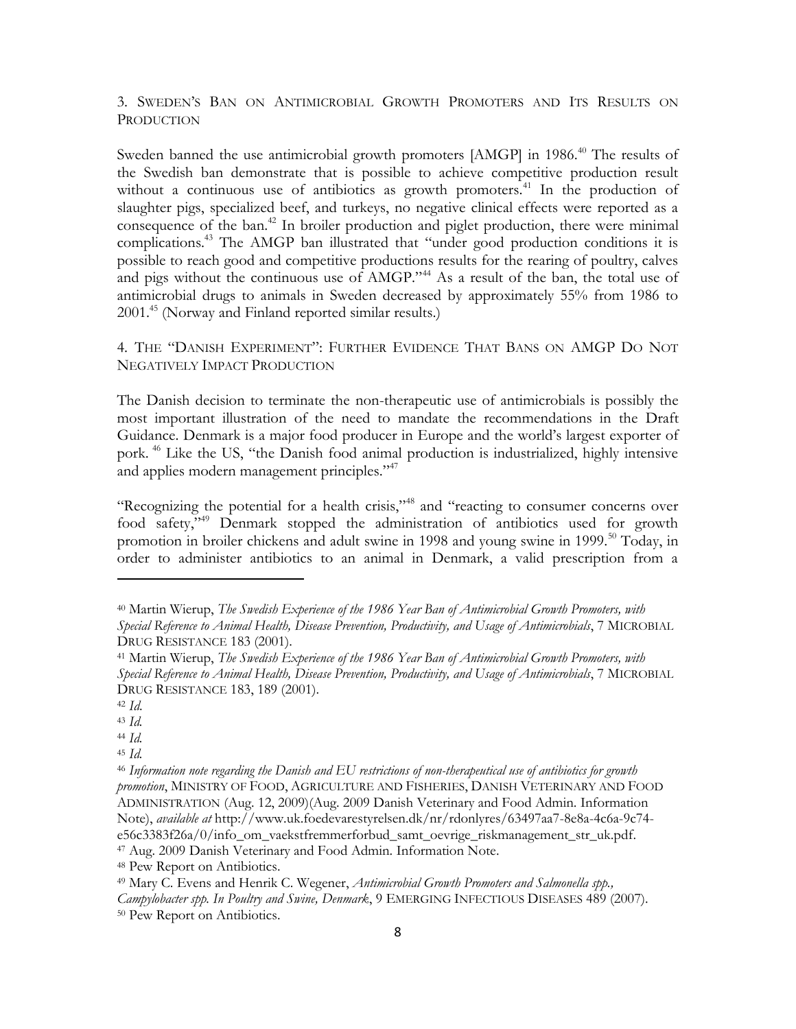### 3. Sweden's Ban on Antimicrobial Growth Promoters and Its Results on Production

Sweden banned the use antimicrobial growth promoters [AMGP] in 1986.[40] The results of the Swedish ban demonstrate that is possible to achieve competitive production result without a continuous use of antibiotics as growth promoters.[41] In the production of slaughter pigs, specialized beef, and turkeys, no negative clinical effects were reported as a consequence of the ban.[42] In broiler production and piglet production, there were minimal complications.[43] The AMGP ban illustrated that "under good production conditions it is possible to reach good and competitive productions results for the rearing of poultry, calves and pigs without the continuous use of AMGP."[44] As a result of the ban, the total use of antimicrobial drugs to animals in Sweden decreased by approximately 55% from 1986 to 2001.[45] (Norway and Finland reported similar results.)

### 4. The "Danish Experiment": Further Evidence That Bans on AMGP Do Not Negatively Impact Production

The Danish decision to terminate the non-therapeutic use of antimicrobials is possibly the most important illustration of the need to mandate the recommendations in the Draft Guidance. Denmark is a major food producer in Europe and the world's largest exporter of pork. [46] Like the US, "the Danish food animal production is industrialized, highly intensive and applies modern management principles."[47]

"Recognizing the potential for a health crisis,"[48] and "reacting to consumer concerns over food safety,"[49] Denmark stopped the administration of antibiotics used for growth promotion in broiler chickens and adult swine in 1998 and young swine in 1999.[50] Today, in order to administer antibiotics to an animal in Denmark, a valid prescription from a

---

[40] Martin Wierup, *The Swedish Experience of the 1986 Year Ban of Antimicrobial Growth Promoters, with Special Reference to Animal Health, Disease Prevention, Productivity, and Usage of Antimicrobials*, 7 Microbial Drug Resistance 183 (2001).

[41] Martin Wierup, *The Swedish Experience of the 1986 Year Ban of Antimicrobial Growth Promoters, with Special Reference to Animal Health, Disease Prevention, Productivity, and Usage of Antimicrobials*, 7 Microbial Drug Resistance 183, 189 (2001).

[42] *Id.*

[43] *Id.*

[44] *Id.*

[45] *Id.*

[46] *Information note regarding the Danish and EU restrictions of non-therapeutical use of antibiotics for growth promotion*, Ministry of Food, Agriculture and Fisheries, Danish Veterinary and Food Administration (Aug. 12, 2009)(Aug. 2009 Danish Veterinary and Food Admin. Information Note), *available at* http://www.uk.foedevarestyrelsen.dk/nr/rdonlyres/63497aa7-8e8a-4c6a-9c74-e56c3383f26a/0/info_om_vaekstfremmerforbud_samt_oevrige_riskmanagement_str_uk.pdf.

[47] Aug. 2009 Danish Veterinary and Food Admin. Information Note.

[48] Pew Report on Antibiotics.

[49] Mary C. Evens and Henrik C. Wegener, *Antimicrobial Growth Promoters and Salmonella spp., Campylobacter spp. In Poultry and Swine, Denmark*, 9 Emerging Infectious Diseases 489 (2007).

[50] Pew Report on Antibiotics.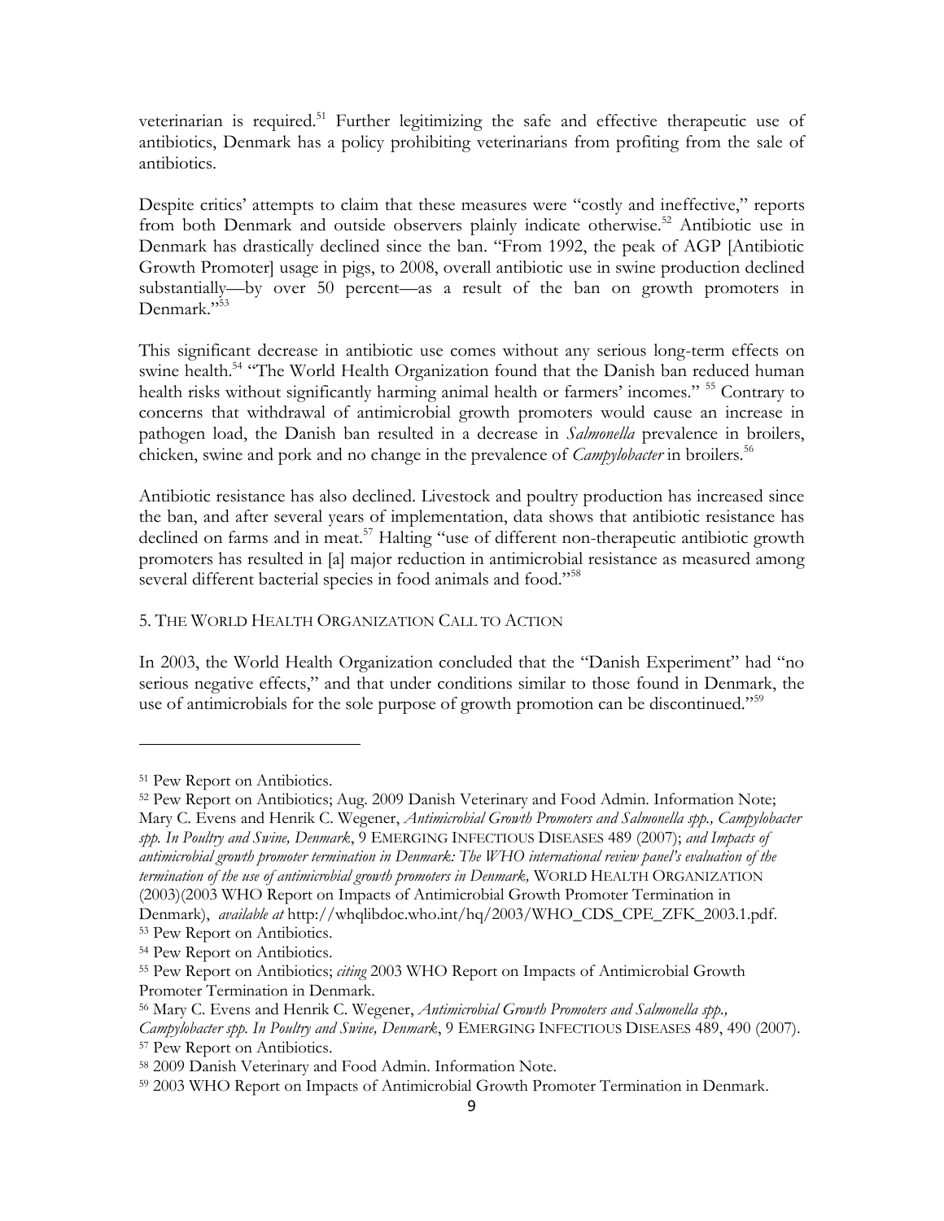veterinarian is required.[51] Further legitimizing the safe and effective therapeutic use of antibiotics, Denmark has a policy prohibiting veterinarians from profiting from the sale of antibiotics.

Despite critics' attempts to claim that these measures were "costly and ineffective," reports from both Denmark and outside observers plainly indicate otherwise.[52] Antibiotic use in Denmark has drastically declined since the ban. "From 1992, the peak of AGP [Antibiotic Growth Promoter] usage in pigs, to 2008, overall antibiotic use in swine production declined substantially—by over 50 percent—as a result of the ban on growth promoters in Denmark."[53]

This significant decrease in antibiotic use comes without any serious long-term effects on swine health.[54] "The World Health Organization found that the Danish ban reduced human health risks without significantly harming animal health or farmers' incomes." [55] Contrary to concerns that withdrawal of antimicrobial growth promoters would cause an increase in pathogen load, the Danish ban resulted in a decrease in *Salmonella* prevalence in broilers, chicken, swine and pork and no change in the prevalence of *Campylobacter* in broilers.[56]

Antibiotic resistance has also declined. Livestock and poultry production has increased since the ban, and after several years of implementation, data shows that antibiotic resistance has declined on farms and in meat.[57] Halting "use of different non-therapeutic antibiotic growth promoters has resulted in [a] major reduction in antimicrobial resistance as measured among several different bacterial species in food animals and food."[58]

5. THE WORLD HEALTH ORGANIZATION CALL TO ACTION

In 2003, the World Health Organization concluded that the "Danish Experiment" had "no serious negative effects," and that under conditions similar to those found in Denmark, the use of antimicrobials for the sole purpose of growth promotion can be discontinued."[59]

---

[51] Pew Report on Antibiotics.

[52] Pew Report on Antibiotics; Aug. 2009 Danish Veterinary and Food Admin. Information Note; Mary C. Evens and Henrik C. Wegener, *Antimicrobial Growth Promoters and Salmonella spp., Campylobacter spp. In Poultry and Swine, Denmark*, 9 EMERGING INFECTIOUS DISEASES 489 (2007); *and Impacts of antimicrobial growth promoter termination in Denmark: The WHO international review panel's evaluation of the termination of the use of antimicrobial growth promoters in Denmark,* WORLD HEALTH ORGANIZATION (2003)(2003 WHO Report on Impacts of Antimicrobial Growth Promoter Termination in Denmark), *available at* http://whqlibdoc.who.int/hq/2003/WHO_CDS_CPE_ZFK_2003.1.pdf.

[53] Pew Report on Antibiotics.

[54] Pew Report on Antibiotics.

[55] Pew Report on Antibiotics; *citing* 2003 WHO Report on Impacts of Antimicrobial Growth Promoter Termination in Denmark.

[56] Mary C. Evens and Henrik C. Wegener, *Antimicrobial Growth Promoters and Salmonella spp., Campylobacter spp. In Poultry and Swine, Denmark*, 9 EMERGING INFECTIOUS DISEASES 489, 490 (2007).

[57] Pew Report on Antibiotics.

[58] 2009 Danish Veterinary and Food Admin. Information Note.

[59] 2003 WHO Report on Impacts of Antimicrobial Growth Promoter Termination in Denmark.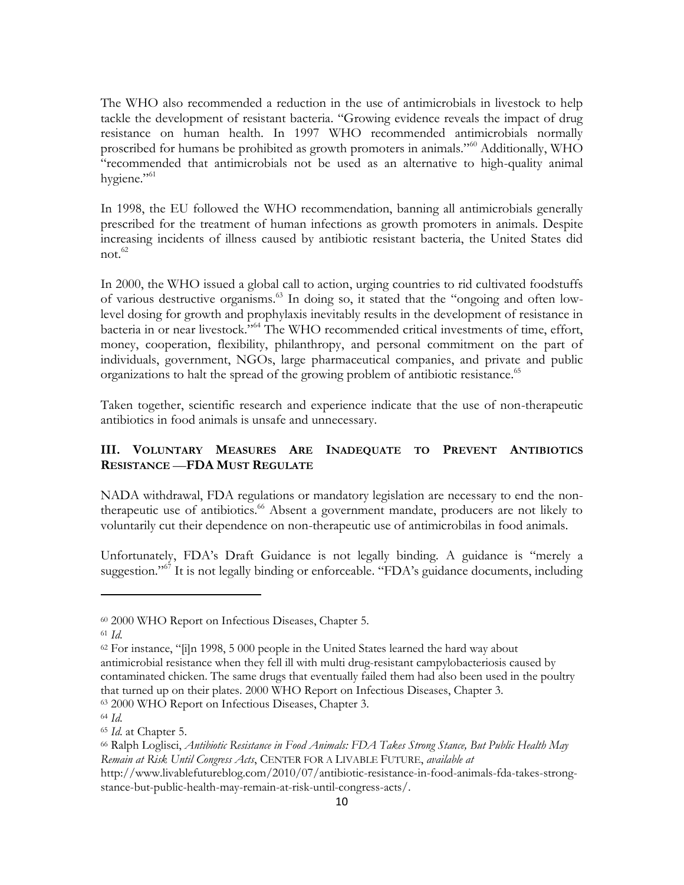The WHO also recommended a reduction in the use of antimicrobials in livestock to help tackle the development of resistant bacteria. "Growing evidence reveals the impact of drug resistance on human health. In 1997 WHO recommended antimicrobials normally proscribed for humans be prohibited as growth promoters in animals."[60] Additionally, WHO "recommended that antimicrobials not be used as an alternative to high-quality animal hygiene."[61]

In 1998, the EU followed the WHO recommendation, banning all antimicrobials generally prescribed for the treatment of human infections as growth promoters in animals. Despite increasing incidents of illness caused by antibiotic resistant bacteria, the United States did not.[62]

In 2000, the WHO issued a global call to action, urging countries to rid cultivated foodstuffs of various destructive organisms.[63] In doing so, it stated that the "ongoing and often low-level dosing for growth and prophylaxis inevitably results in the development of resistance in bacteria in or near livestock."[64] The WHO recommended critical investments of time, effort, money, cooperation, flexibility, philanthropy, and personal commitment on the part of individuals, government, NGOs, large pharmaceutical companies, and private and public organizations to halt the spread of the growing problem of antibiotic resistance.[65]

Taken together, scientific research and experience indicate that the use of non-therapeutic antibiotics in food animals is unsafe and unnecessary.

## III. Voluntary Measures Are Inadequate to Prevent Antibiotics Resistance —FDA Must Regulate

NADA withdrawal, FDA regulations or mandatory legislation are necessary to end the non-therapeutic use of antibiotics.[66] Absent a government mandate, producers are not likely to voluntarily cut their dependence on non-therapeutic use of antimicrobilas in food animals.

Unfortunately, FDA's Draft Guidance is not legally binding. A guidance is "merely a suggestion."[67] It is not legally binding or enforceable. "FDA's guidance documents, including

---

[60] 2000 WHO Report on Infectious Diseases, Chapter 5.

[61] *Id.*

[62] For instance, "[i]n 1998, 5 000 people in the United States learned the hard way about antimicrobial resistance when they fell ill with multi drug-resistant campylobacteriosis caused by contaminated chicken. The same drugs that eventually failed them had also been used in the poultry that turned up on their plates. 2000 WHO Report on Infectious Diseases, Chapter 3.

[63] 2000 WHO Report on Infectious Diseases, Chapter 3.

[64] *Id.*

[65] *Id.* at Chapter 5.

[66] Ralph Loglisci, *Antibiotic Resistance in Food Animals: FDA Takes Strong Stance, But Public Health May Remain at Risk Until Congress Acts*, CENTER FOR A LIVABLE FUTURE, *available at* http://www.livablefutureblog.com/2010/07/antibiotic-resistance-in-food-animals-fda-takes-strong-stance-but-public-health-may-remain-at-risk-until-congress-acts/.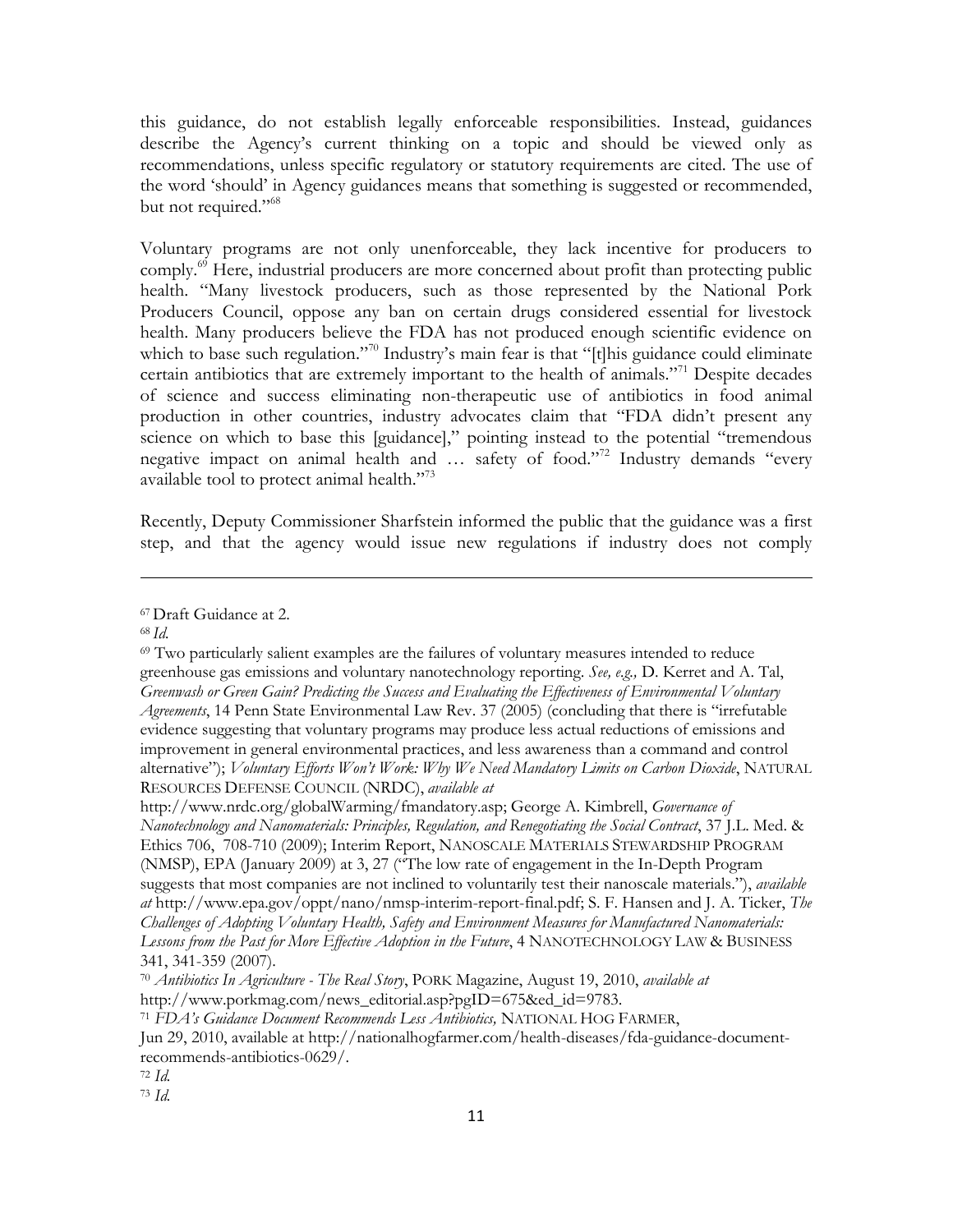this guidance, do not establish legally enforceable responsibilities. Instead, guidances describe the Agency's current thinking on a topic and should be viewed only as recommendations, unless specific regulatory or statutory requirements are cited. The use of the word 'should' in Agency guidances means that something is suggested or recommended, but not required."[68]

Voluntary programs are not only unenforceable, they lack incentive for producers to comply.[69] Here, industrial producers are more concerned about profit than protecting public health. "Many livestock producers, such as those represented by the National Pork Producers Council, oppose any ban on certain drugs considered essential for livestock health. Many producers believe the FDA has not produced enough scientific evidence on which to base such regulation."[70] Industry's main fear is that "[t]his guidance could eliminate certain antibiotics that are extremely important to the health of animals."[71] Despite decades of science and success eliminating non-therapeutic use of antibiotics in food animal production in other countries, industry advocates claim that "FDA didn't present any science on which to base this [guidance]," pointing instead to the potential "tremendous negative impact on animal health and … safety of food."[72] Industry demands "every available tool to protect animal health."[73]

Recently, Deputy Commissioner Sharfstein informed the public that the guidance was a first step, and that the agency would issue new regulations if industry does not comply

---

[67] Draft Guidance at 2.

[68] *Id.*

[69] Two particularly salient examples are the failures of voluntary measures intended to reduce greenhouse gas emissions and voluntary nanotechnology reporting. *See, e.g.,* D. Kerret and A. Tal, *Greenwash or Green Gain? Predicting the Success and Evaluating the Effectiveness of Environmental Voluntary Agreements*, 14 Penn State Environmental Law Rev. 37 (2005) (concluding that there is "irrefutable evidence suggesting that voluntary programs may produce less actual reductions of emissions and improvement in general environmental practices, and less awareness than a command and control alternative"); *Voluntary Efforts Won't Work: Why We Need Mandatory Limits on Carbon Dioxide*, NATURAL RESOURCES DEFENSE COUNCIL (NRDC), *available at* http://www.nrdc.org/globalWarming/fmandatory.asp; George A. Kimbrell, *Governance of Nanotechnology and Nanomaterials: Principles, Regulation, and Renegotiating the Social Contract*, 37 J.L. Med. & Ethics 706, 708-710 (2009); Interim Report, NANOSCALE MATERIALS STEWARDSHIP PROGRAM (NMSP), EPA (January 2009) at 3, 27 ("The low rate of engagement in the In-Depth Program suggests that most companies are not inclined to voluntarily test their nanoscale materials."), *available at* http://www.epa.gov/oppt/nano/nmsp-interim-report-final.pdf; S. F. Hansen and J. A. Ticker, *The Challenges of Adopting Voluntary Health, Safety and Environment Measures for Manufactured Nanomaterials: Lessons from the Past for More Effective Adoption in the Future*, 4 NANOTECHNOLOGY LAW & BUSINESS 341, 341-359 (2007).

[70] *Antibiotics In Agriculture - The Real Story*, PORK Magazine, August 19, 2010, *available at* http://www.porkmag.com/news_editorial.asp?pgID=675&ed_id=9783.

[71] *FDA's Guidance Document Recommends Less Antibiotics,* NATIONAL HOG FARMER, Jun 29, 2010, available at http://nationalhogfarmer.com/health-diseases/fda-guidance-document-recommends-antibiotics-0629/.

[72] *Id.*

[73] *Id.*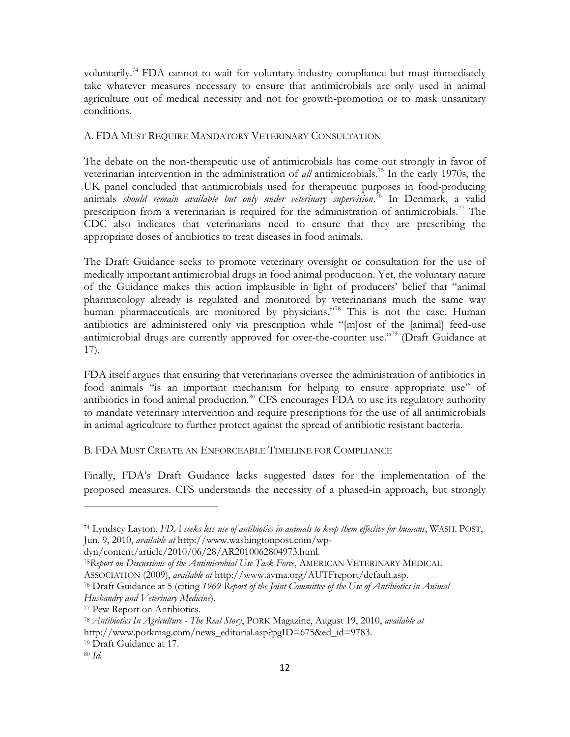voluntarily.[74] FDA cannot to wait for voluntary industry compliance but must immediately take whatever measures necessary to ensure that antimicrobials are only used in animal agriculture out of medical necessity and not for growth-promotion or to mask unsanitary conditions.

## A. FDA Must Require Mandatory Veterinary Consultation

The debate on the non-therapeutic use of antimicrobials has come out strongly in favor of veterinarian intervention in the administration of *all* antimicrobials.[75] In the early 1970s, the UK panel concluded that antimicrobials used for therapeutic purposes in food-producing animals *should remain available but only under veterinary supervision*.[76] In Denmark, a valid prescription from a veterinarian is required for the administration of antimicrobials.[77] The CDC also indicates that veterinarians need to ensure that they are prescribing the appropriate doses of antibiotics to treat diseases in food animals.

The Draft Guidance seeks to promote veterinary oversight or consultation for the use of medically important antimicrobial drugs in food animal production. Yet, the voluntary nature of the Guidance makes this action implausible in light of producers' belief that "animal pharmacology already is regulated and monitored by veterinarians much the same way human pharmaceuticals are monitored by physicians."[78] This is not the case. Human antibiotics are administered only via prescription while "[m]ost of the [animal] feed-use antimicrobial drugs are currently approved for over-the-counter use."[79] (Draft Guidance at 17).

FDA itself argues that ensuring that veterinarians oversee the administration of antibiotics in food animals "is an important mechanism for helping to ensure appropriate use" of antibiotics in food animal production.[80] CFS encourages FDA to use its regulatory authority to mandate veterinary intervention and require prescriptions for the use of all antimicrobials in animal agriculture to further protect against the spread of antibiotic resistant bacteria.

## B. FDA Must Create an Enforceable Timeline for Compliance

Finally, FDA's Draft Guidance lacks suggested dates for the implementation of the proposed measures. CFS understands the necessity of a phased-in approach, but strongly

---

[74] Lyndsey Layton, *FDA seeks less use of antibiotics in animals to keep them effective for humans*, WASH. POST, Jun. 9, 2010, *available at* http://www.washingtonpost.com/wp-dyn/content/article/2010/06/28/AR2010062804973.html.

[75] *Report on Discussions of the Antimicrobial Use Task Force*, AMERICAN VETERINARY MEDICAL ASSOCIATION (2009), *available at* http://www.avma.org/AUTFreport/default.asp.

[76] Draft Guidance at 5 (citing *1969 Report of the Joint Committee of the Use of Antibiotics in Animal Husbandry and Veterinary Medicine*).

[77] Pew Report on Antibiotics.

[78] *Antibiotics In Agriculture - The Real Story*, PORK Magazine, August 19, 2010, *available at* http://www.porkmag.com/news_editorial.asp?pgID=675&ed_id=9783.

[79] Draft Guidance at 17.

[80] *Id.*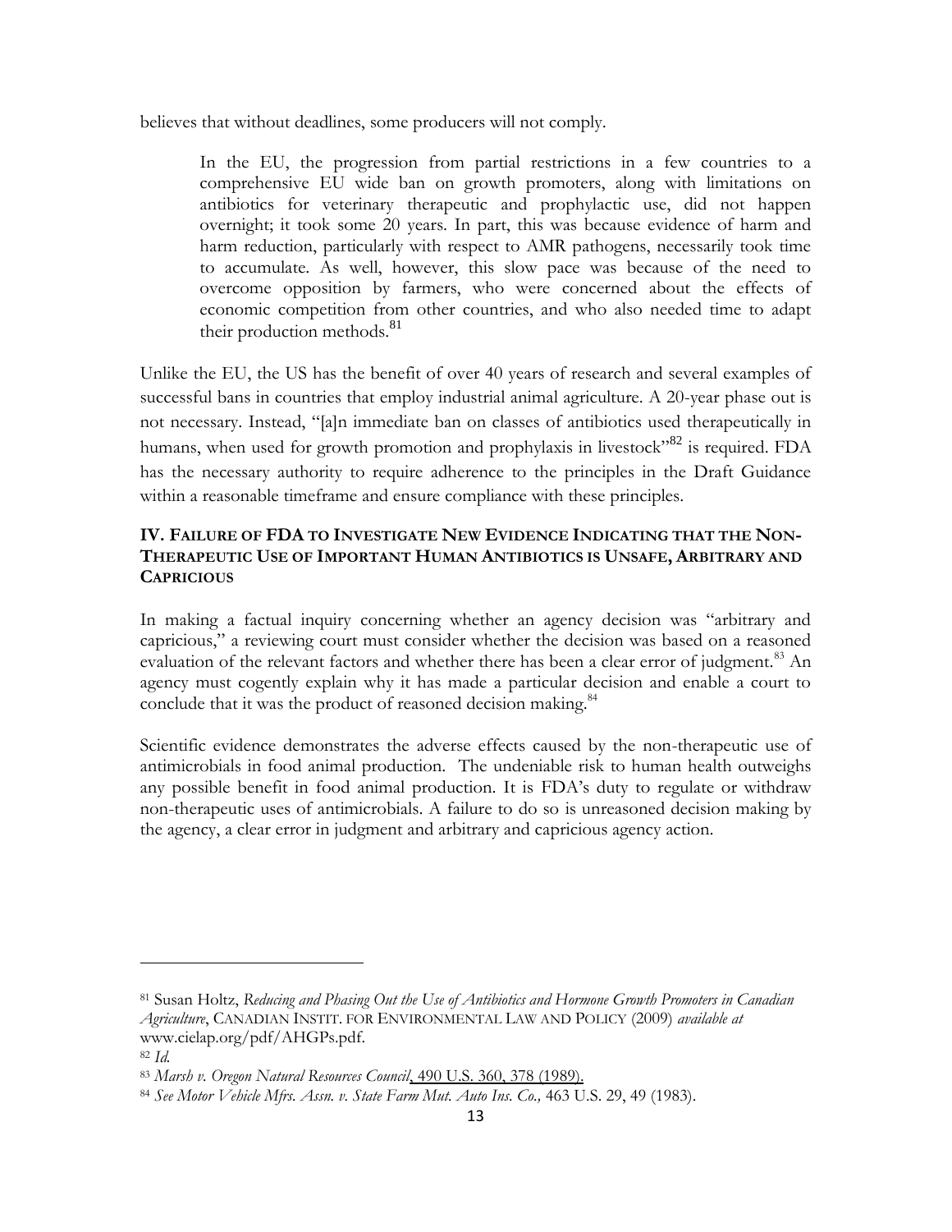believes that without deadlines, some producers will not comply.

> In the EU, the progression from partial restrictions in a few countries to a comprehensive EU wide ban on growth promoters, along with limitations on antibiotics for veterinary therapeutic and prophylactic use, did not happen overnight; it took some 20 years. In part, this was because evidence of harm and harm reduction, particularly with respect to AMR pathogens, necessarily took time to accumulate. As well, however, this slow pace was because of the need to overcome opposition by farmers, who were concerned about the effects of economic competition from other countries, and who also needed time to adapt their production methods.[81]

Unlike the EU, the US has the benefit of over 40 years of research and several examples of successful bans in countries that employ industrial animal agriculture. A 20-year phase out is not necessary. Instead, "[a]n immediate ban on classes of antibiotics used therapeutically in humans, when used for growth promotion and prophylaxis in livestock"[82] is required. FDA has the necessary authority to require adherence to the principles in the Draft Guidance within a reasonable timeframe and ensure compliance with these principles.

## IV. Failure of FDA to Investigate New Evidence Indicating that the Non-Therapeutic Use of Important Human Antibiotics is Unsafe, Arbitrary and Capricious

In making a factual inquiry concerning whether an agency decision was "arbitrary and capricious," a reviewing court must consider whether the decision was based on a reasoned evaluation of the relevant factors and whether there has been a clear error of judgment.[83] An agency must cogently explain why it has made a particular decision and enable a court to conclude that it was the product of reasoned decision making.[84]

Scientific evidence demonstrates the adverse effects caused by the non-therapeutic use of antimicrobials in food animal production. The undeniable risk to human health outweighs any possible benefit in food animal production. It is FDA's duty to regulate or withdraw non-therapeutic uses of antimicrobials. A failure to do so is unreasoned decision making by the agency, a clear error in judgment and arbitrary and capricious agency action.

---

[81] Susan Holtz, *Reducing and Phasing Out the Use of Antibiotics and Hormone Growth Promoters in Canadian Agriculture*, CANADIAN INSTIT. FOR ENVIRONMENTAL LAW AND POLICY (2009) *available at* www.cielap.org/pdf/AHGPs.pdf.

[82] *Id.*

[83] *Marsh v. Oregon Natural Resources Council*, 490 U.S. 360, 378 (1989).

[84] *See Motor Vehicle Mfrs. Assn. v. State Farm Mut. Auto Ins. Co.,* 463 U.S. 29, 49 (1983).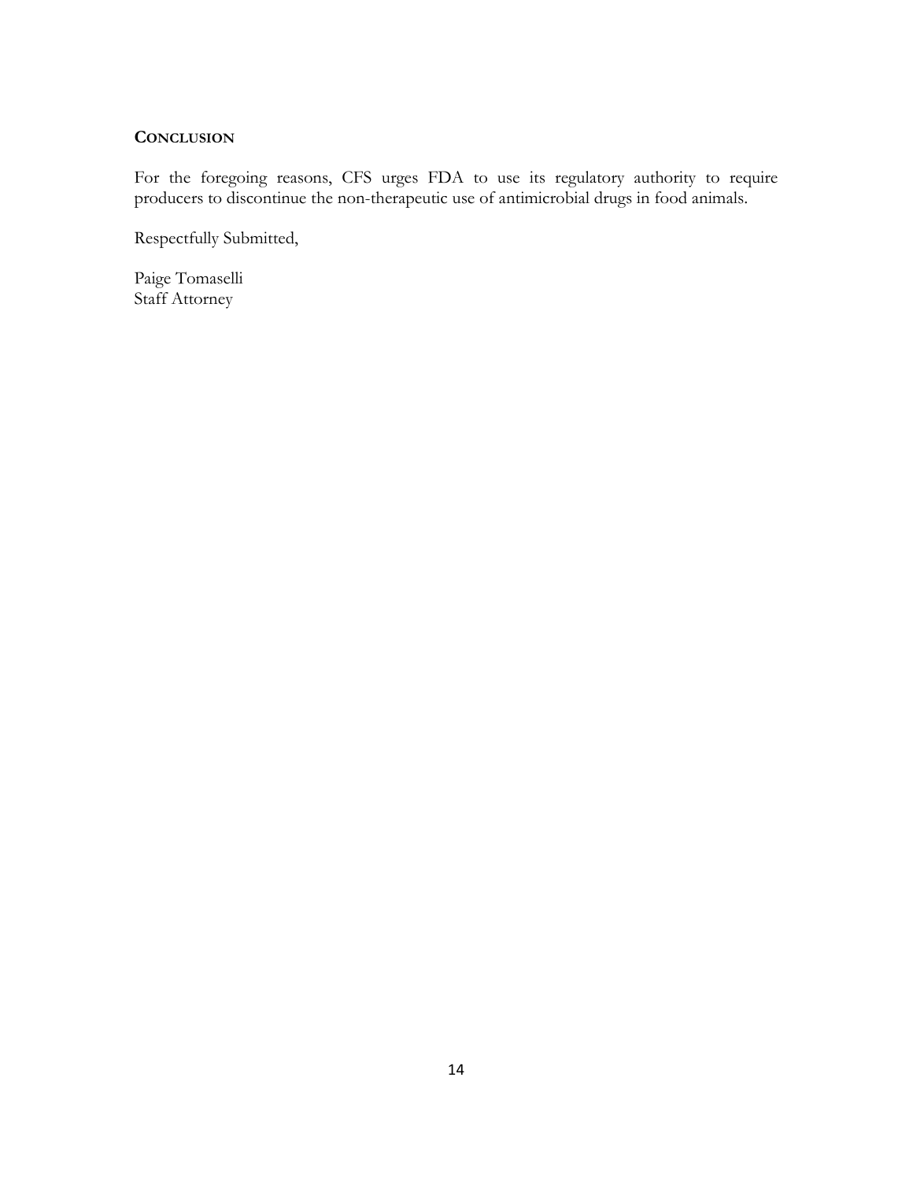## CONCLUSION

For the foregoing reasons, CFS urges FDA to use its regulatory authority to require producers to discontinue the non-therapeutic use of antimicrobial drugs in food animals.

Respectfully Submitted,

Paige Tomaselli
Staff Attorney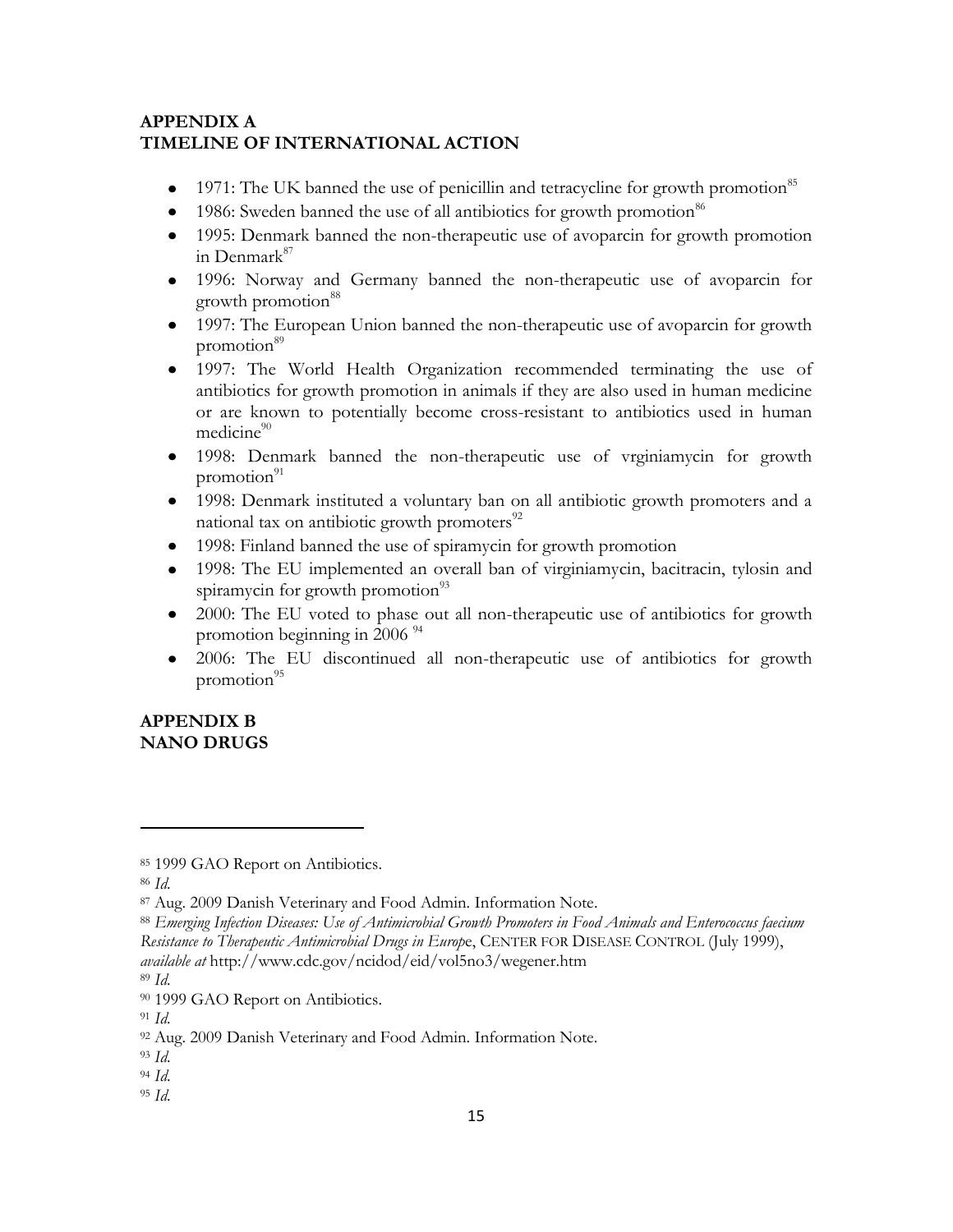## APPENDIX A
## TIMELINE OF INTERNATIONAL ACTION

- 1971: The UK banned the use of penicillin and tetracycline for growth promotion[85]
- 1986: Sweden banned the use of all antibiotics for growth promotion[86]
- 1995: Denmark banned the non-therapeutic use of avoparcin for growth promotion in Denmark[87]
- 1996: Norway and Germany banned the non-therapeutic use of avoparcin for growth promotion[88]
- 1997: The European Union banned the non-therapeutic use of avoparcin for growth promotion[89]
- 1997: The World Health Organization recommended terminating the use of antibiotics for growth promotion in animals if they are also used in human medicine or are known to potentially become cross-resistant to antibiotics used in human medicine[90]
- 1998: Denmark banned the non-therapeutic use of vrginiamycin for growth promotion[91]
- 1998: Denmark instituted a voluntary ban on all antibiotic growth promoters and a national tax on antibiotic growth promoters[92]
- 1998: Finland banned the use of spiramycin for growth promotion
- 1998: The EU implemented an overall ban of virginiamycin, bacitracin, tylosin and spiramycin for growth promotion[93]
- 2000: The EU voted to phase out all non-therapeutic use of antibiotics for growth promotion beginning in 2006 [94]
- 2006: The EU discontinued all non-therapeutic use of antibiotics for growth promotion[95]

## APPENDIX B
## NANO DRUGS

---

[85] 1999 GAO Report on Antibiotics.

[86] *Id.*

[87] Aug. 2009 Danish Veterinary and Food Admin. Information Note.

[88] *Emerging Infection Diseases: Use of Antimicrobial Growth Promoters in Food Animals and Enterococcus faecium Resistance to Therapeutic Antimicrobial Drugs in Europ*e, CENTER FOR DISEASE CONTROL (July 1999), *available at* http://www.cdc.gov/ncidod/eid/vol5no3/wegener.htm

[89] *Id.*

[90] 1999 GAO Report on Antibiotics.

[91] *Id.*

[92] Aug. 2009 Danish Veterinary and Food Admin. Information Note.

[93] *Id.*

[94] *Id.*

[95] *Id.*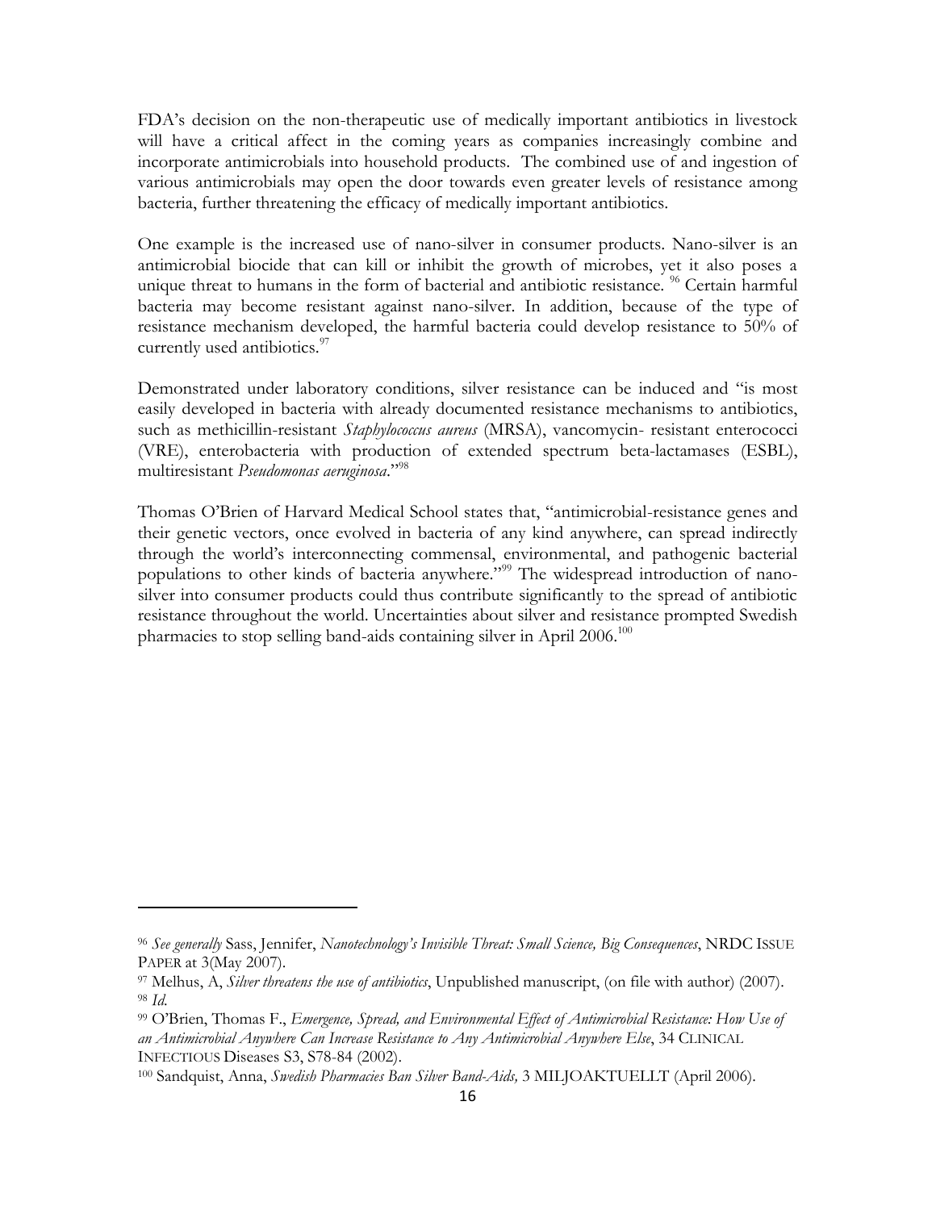FDA's decision on the non-therapeutic use of medically important antibiotics in livestock will have a critical affect in the coming years as companies increasingly combine and incorporate antimicrobials into household products. The combined use of and ingestion of various antimicrobials may open the door towards even greater levels of resistance among bacteria, further threatening the efficacy of medically important antibiotics.

One example is the increased use of nano-silver in consumer products. Nano-silver is an antimicrobial biocide that can kill or inhibit the growth of microbes, yet it also poses a unique threat to humans in the form of bacterial and antibiotic resistance. [96] Certain harmful bacteria may become resistant against nano-silver. In addition, because of the type of resistance mechanism developed, the harmful bacteria could develop resistance to 50% of currently used antibiotics.[97]

Demonstrated under laboratory conditions, silver resistance can be induced and "is most easily developed in bacteria with already documented resistance mechanisms to antibiotics, such as methicillin-resistant *Staphylococcus aureus* (MRSA), vancomycin- resistant enterococci (VRE), enterobacteria with production of extended spectrum beta-lactamases (ESBL), multiresistant *Pseudomonas aeruginosa*."[98]

Thomas O'Brien of Harvard Medical School states that, "antimicrobial-resistance genes and their genetic vectors, once evolved in bacteria of any kind anywhere, can spread indirectly through the world's interconnecting commensal, environmental, and pathogenic bacterial populations to other kinds of bacteria anywhere."[99] The widespread introduction of nano-silver into consumer products could thus contribute significantly to the spread of antibiotic resistance throughout the world. Uncertainties about silver and resistance prompted Swedish pharmacies to stop selling band-aids containing silver in April 2006.[100]

---

[96] *See generally* Sass, Jennifer, *Nanotechnology's Invisible Threat: Small Science, Big Consequences*, NRDC ISSUE PAPER at 3(May 2007).

[97] Melhus, A, *Silver threatens the use of antibiotics*, Unpublished manuscript, (on file with author) (2007).

[98] *Id.*

[99] O'Brien, Thomas F., *Emergence, Spread, and Environmental Effect of Antimicrobial Resistance: How Use of an Antimicrobial Anywhere Can Increase Resistance to Any Antimicrobial Anywhere Else*, 34 CLINICAL INFECTIOUS Diseases S3, S78-84 (2002).

[100] Sandquist, Anna, *Swedish Pharmacies Ban Silver Band-Aids,* 3 MILJOAKTUELLT (April 2006).